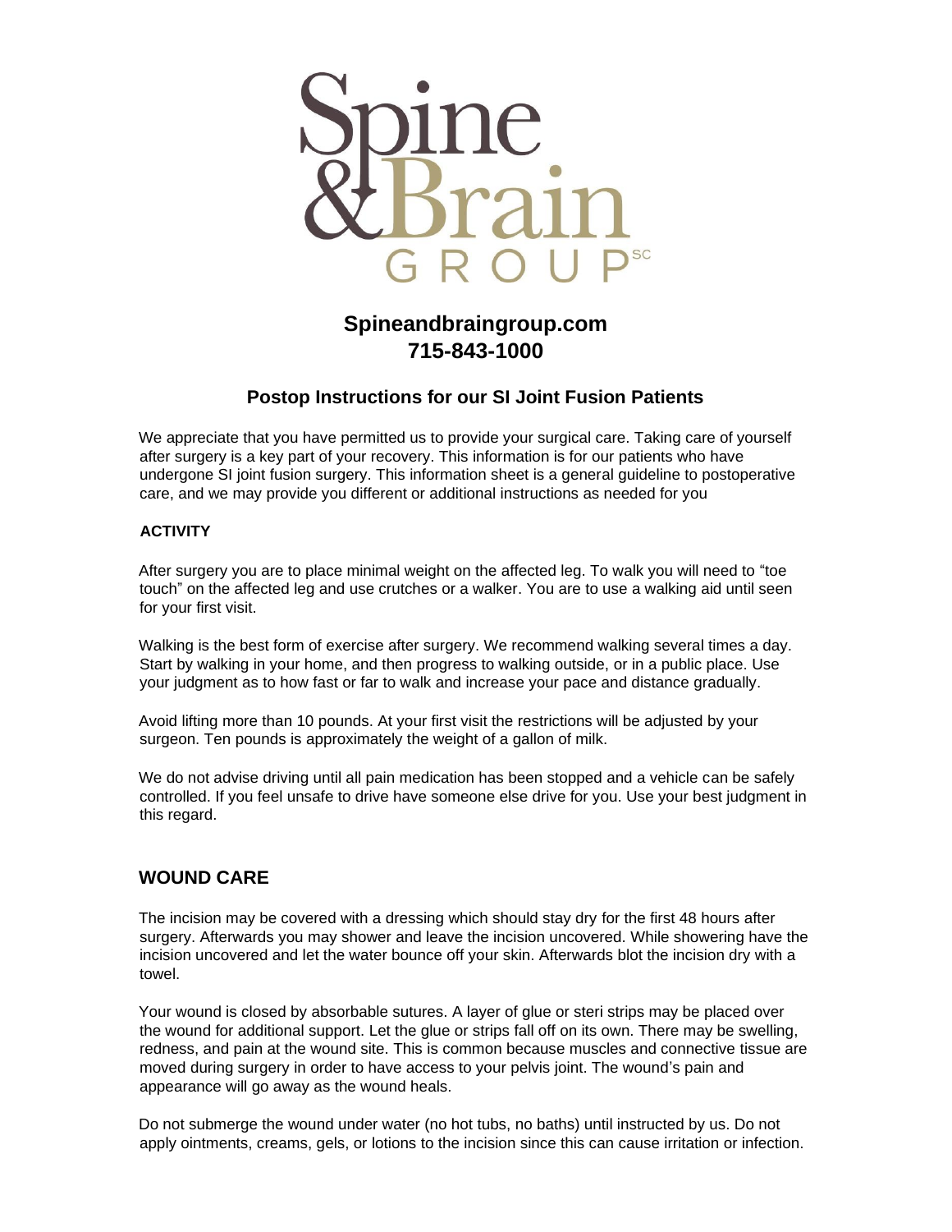# Spine & Brain GROUP SC

**Spineandbraingroup.com**
**715-843-1000**

## Postop Instructions for our SI Joint Fusion Patients

We appreciate that you have permitted us to provide your surgical care. Taking care of yourself after surgery is a key part of your recovery. This information is for our patients who have undergone SI joint fusion surgery. This information sheet is a general guideline to postoperative care, and we may provide you different or additional instructions as needed for you

### ACTIVITY

After surgery you are to place minimal weight on the affected leg. To walk you will need to "toe touch" on the affected leg and use crutches or a walker. You are to use a walking aid until seen for your first visit.

Walking is the best form of exercise after surgery. We recommend walking several times a day. Start by walking in your home, and then progress to walking outside, or in a public place. Use your judgment as to how fast or far to walk and increase your pace and distance gradually.

Avoid lifting more than 10 pounds. At your first visit the restrictions will be adjusted by your surgeon. Ten pounds is approximately the weight of a gallon of milk.

We do not advise driving until all pain medication has been stopped and a vehicle can be safely controlled. If you feel unsafe to drive have someone else drive for you. Use your best judgment in this regard.

## WOUND CARE

The incision may be covered with a dressing which should stay dry for the first 48 hours after surgery. Afterwards you may shower and leave the incision uncovered. While showering have the incision uncovered and let the water bounce off your skin. Afterwards blot the incision dry with a towel.

Your wound is closed by absorbable sutures. A layer of glue or steri strips may be placed over the wound for additional support. Let the glue or strips fall off on its own. There may be swelling, redness, and pain at the wound site. This is common because muscles and connective tissue are moved during surgery in order to have access to your pelvis joint. The wound's pain and appearance will go away as the wound heals.

Do not submerge the wound under water (no hot tubs, no baths) until instructed by us. Do not apply ointments, creams, gels, or lotions to the incision since this can cause irritation or infection.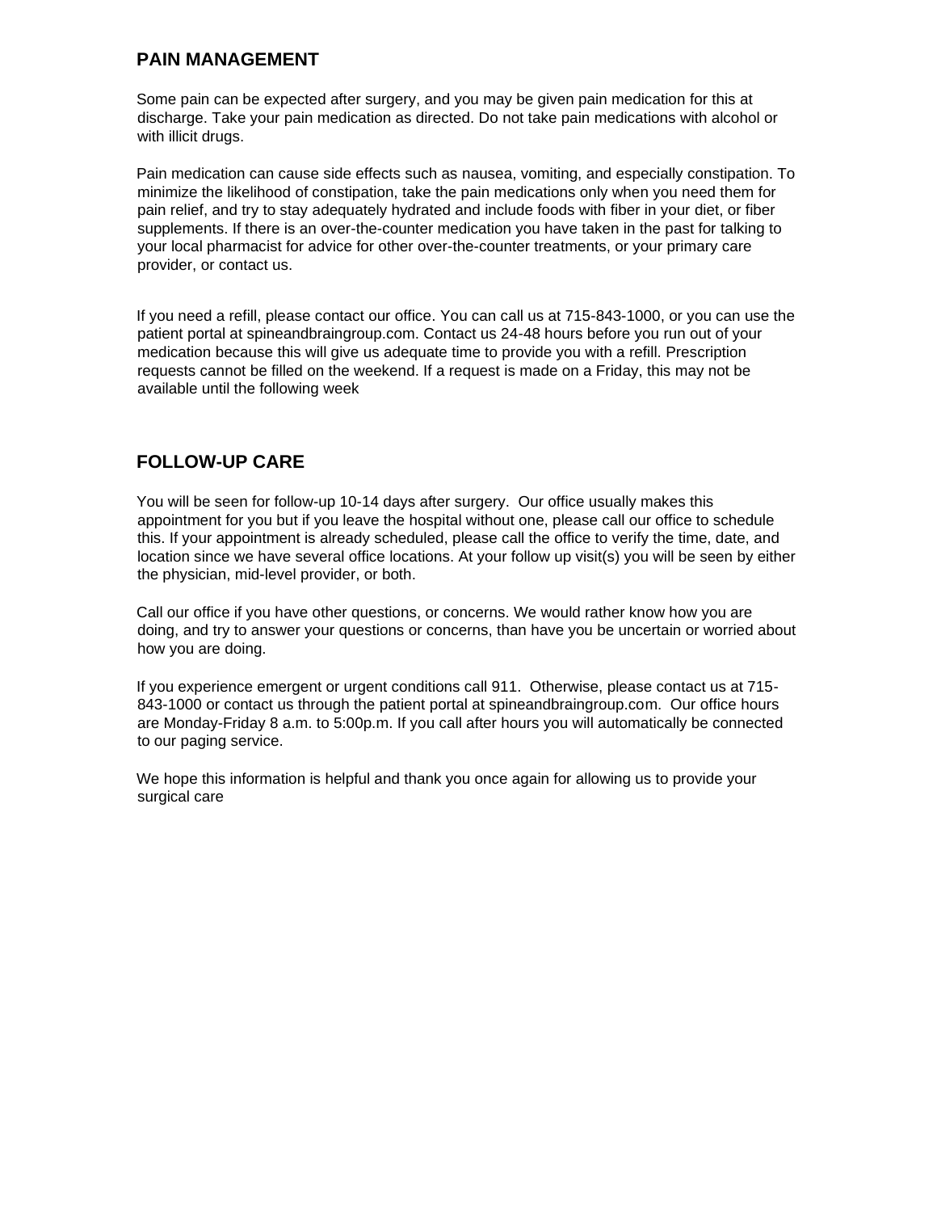## PAIN MANAGEMENT

Some pain can be expected after surgery, and you may be given pain medication for this at discharge. Take your pain medication as directed. Do not take pain medications with alcohol or with illicit drugs.

Pain medication can cause side effects such as nausea, vomiting, and especially constipation. To minimize the likelihood of constipation, take the pain medications only when you need them for pain relief, and try to stay adequately hydrated and include foods with fiber in your diet, or fiber supplements. If there is an over-the-counter medication you have taken in the past for talking to your local pharmacist for advice for other over-the-counter treatments, or your primary care provider, or contact us.

If you need a refill, please contact our office. You can call us at 715-843-1000, or you can use the patient portal at spineandbraingroup.com. Contact us 24-48 hours before you run out of your medication because this will give us adequate time to provide you with a refill. Prescription requests cannot be filled on the weekend. If a request is made on a Friday, this may not be available until the following week

## FOLLOW-UP CARE

You will be seen for follow-up 10-14 days after surgery. Our office usually makes this appointment for you but if you leave the hospital without one, please call our office to schedule this. If your appointment is already scheduled, please call the office to verify the time, date, and location since we have several office locations. At your follow up visit(s) you will be seen by either the physician, mid-level provider, or both.

Call our office if you have other questions, or concerns. We would rather know how you are doing, and try to answer your questions or concerns, than have you be uncertain or worried about how you are doing.

If you experience emergent or urgent conditions call 911. Otherwise, please contact us at 715-843-1000 or contact us through the patient portal at spineandbraingroup.com. Our office hours are Monday-Friday 8 a.m. to 5:00p.m. If you call after hours you will automatically be connected to our paging service.

We hope this information is helpful and thank you once again for allowing us to provide your surgical care